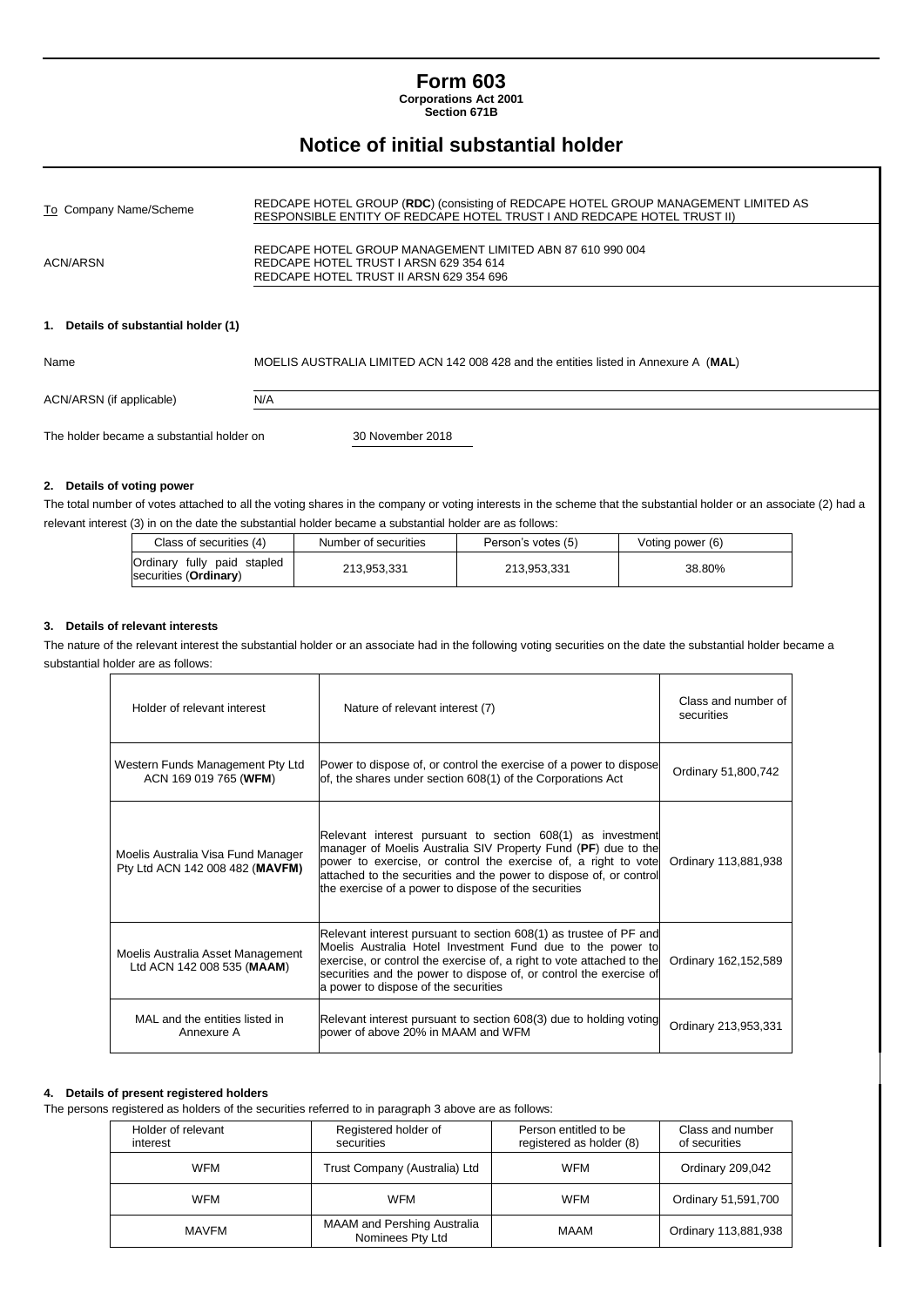# Form 603

**Corporations Act 2001**
**Section 671B**

## Notice of initial substantial holder

| | |
|---|---|
| To Company Name/Scheme | REDCAPE HOTEL GROUP (**RDC**) (consisting of REDCAPE HOTEL GROUP MANAGEMENT LIMITED AS RESPONSIBLE ENTITY OF REDCAPE HOTEL TRUST I AND REDCAPE HOTEL TRUST II) |
| ACN/ARSN | REDCAPE HOTEL GROUP MANAGEMENT LIMITED ABN 87 610 990 004<br>REDCAPE HOTEL TRUST I ARSN 629 354 614<br>REDCAPE HOTEL TRUST II ARSN 629 354 696 |

### 1. Details of substantial holder (1)

| | |
|---|---|
| Name | MOELIS AUSTRALIA LIMITED ACN 142 008 428 and the entities listed in Annexure A (**MAL**) |
| ACN/ARSN (if applicable) | N/A |

The holder became a substantial holder on 30 November 2018

### 2. Details of voting power

The total number of votes attached to all the voting shares in the company or voting interests in the scheme that the substantial holder or an associate (2) had a relevant interest (3) in on the date the substantial holder became a substantial holder are as follows:

| Class of securities (4) | Number of securities | Person's votes (5) | Voting power (6) |
|---|---|---|---|
| Ordinary fully paid stapled securities (**Ordinary**) | 213,953,331 | 213,953,331 | 38.80% |

### 3. Details of relevant interests

The nature of the relevant interest the substantial holder or an associate had in the following voting securities on the date the substantial holder became a substantial holder are as follows:

| Holder of relevant interest | Nature of relevant interest (7) | Class and number of securities |
|---|---|---|
| Western Funds Management Pty Ltd ACN 169 019 765 (**WFM**) | Power to dispose of, or control the exercise of a power to dispose of, the shares under section 608(1) of the Corporations Act | Ordinary 51,800,742 |
| Moelis Australia Visa Fund Manager Pty Ltd ACN 142 008 482 (**MAVFM**) | Relevant interest pursuant to section 608(1) as investment manager of Moelis Australia SIV Property Fund (**PF**) due to the power to exercise, or control the exercise of, a right to vote attached to the securities and the power to dispose of, or control the exercise of a power to dispose of the securities | Ordinary 113,881,938 |
| Moelis Australia Asset Management Ltd ACN 142 008 535 (**MAAM**) | Relevant interest pursuant to section 608(1) as trustee of PF and Moelis Australia Hotel Investment Fund due to the power to exercise, or control the exercise of, a right to vote attached to the securities and the power to dispose of, or control the exercise of a power to dispose of the securities | Ordinary 162,152,589 |
| MAL and the entities listed in Annexure A | Relevant interest pursuant to section 608(3) due to holding voting power of above 20% in MAAM and WFM | Ordinary 213,953,331 |

### 4. Details of present registered holders

The persons registered as holders of the securities referred to in paragraph 3 above are as follows:

| Holder of relevant interest | Registered holder of securities | Person entitled to be registered as holder (8) | Class and number of securities |
|---|---|---|---|
| WFM | Trust Company (Australia) Ltd | WFM | Ordinary 209,042 |
| WFM | WFM | WFM | Ordinary 51,591,700 |
| MAVFM | MAAM and Pershing Australia Nominees Pty Ltd | MAAM | Ordinary 113,881,938 |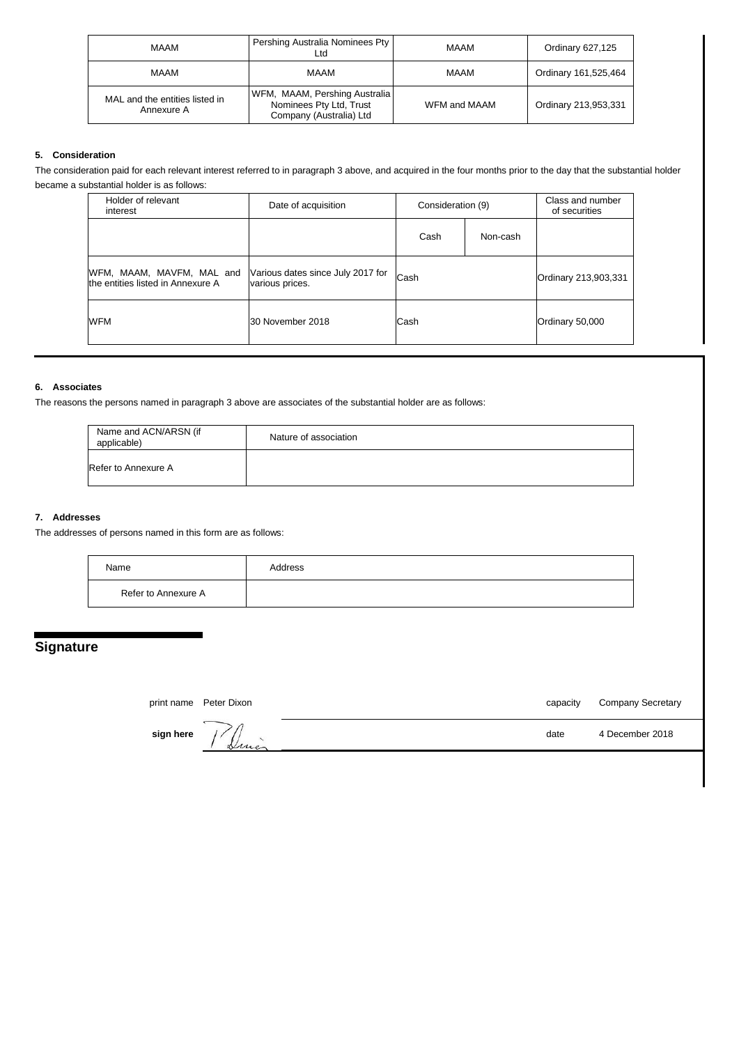| MAAM | Pershing Australia Nominees Pty Ltd | MAAM | Ordinary 627,125 |
|---|---|---|---|
| MAAM | MAAM | MAAM | Ordinary 161,525,464 |
| MAL and the entities listed in Annexure A | WFM, MAAM, Pershing Australia Nominees Pty Ltd, Trust Company (Australia) Ltd | WFM and MAAM | Ordinary 213,953,331 |

### 5. Consideration

The consideration paid for each relevant interest referred to in paragraph 3 above, and acquired in the four months prior to the day that the substantial holder became a substantial holder is as follows:

| Holder of relevant interest | Date of acquisition | Consideration (9) | | Class and number of securities |
|---|---|---|---|---|
| | | Cash | Non-cash | |
| WFM, MAAM, MAVFM, MAL and the entities listed in Annexure A | Various dates since July 2017 for various prices. | Cash | | Ordinary 213,903,331 |
| WFM | 30 November 2018 | Cash | | Ordinary 50,000 |

### 6. Associates

The reasons the persons named in paragraph 3 above are associates of the substantial holder are as follows:

| Name and ACN/ARSN (if applicable) | Nature of association |
|---|---|
| Refer to Annexure A | |

### 7. Addresses

The addresses of persons named in this form are as follows:

| Name | Address |
|---|---|
| Refer to Annexure A | |

## Signature

print name Peter Dixon capacity Company Secretary

sign here date 4 December 2018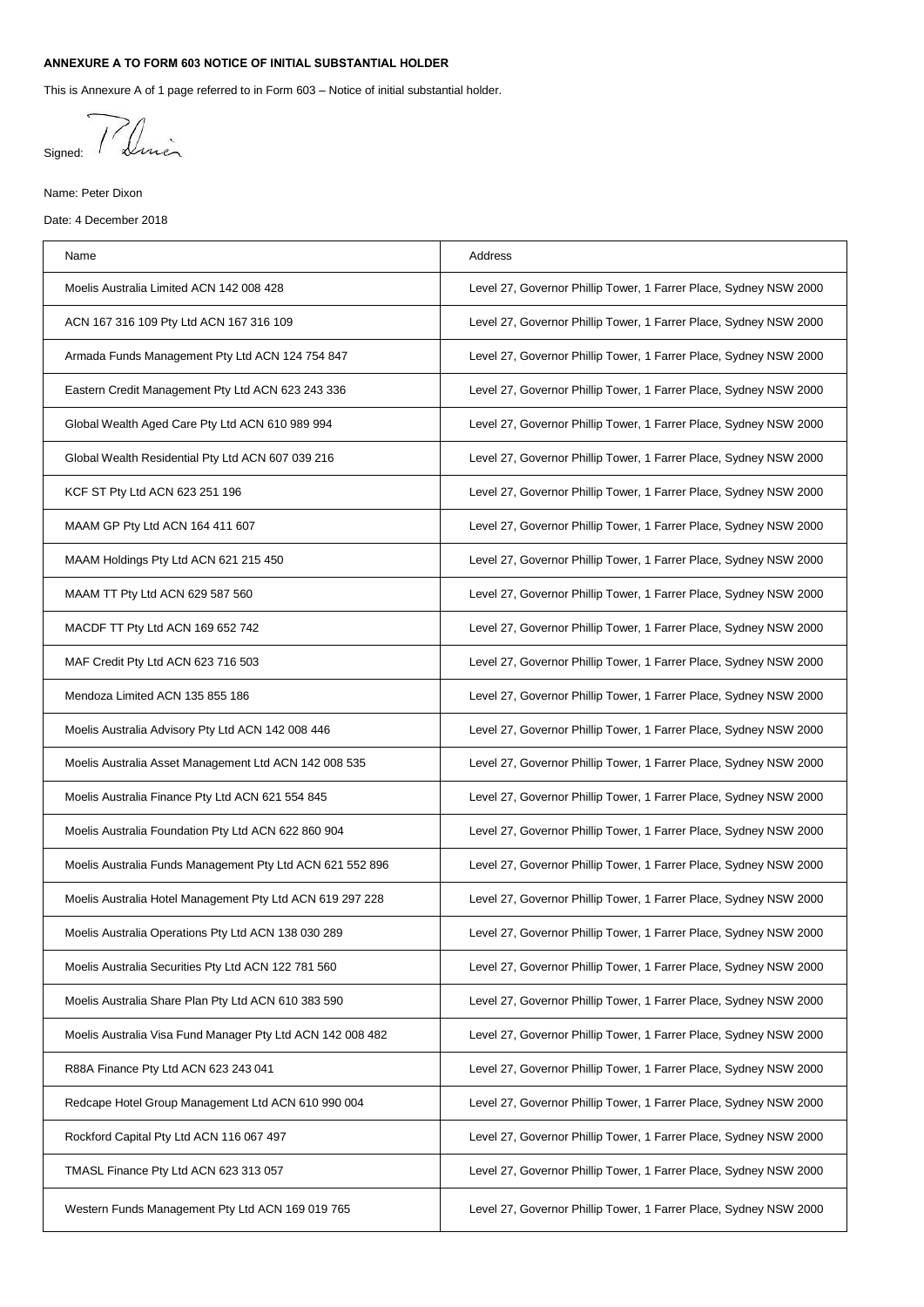**ANNEXURE A TO FORM 603 NOTICE OF INITIAL SUBSTANTIAL HOLDER**

This is Annexure A of 1 page referred to in Form 603 – Notice of initial substantial holder.

Signed:

Name: Peter Dixon

Date: 4 December 2018

| Name | Address |
|---|---|
| Moelis Australia Limited ACN 142 008 428 | Level 27, Governor Phillip Tower, 1 Farrer Place, Sydney NSW 2000 |
| ACN 167 316 109 Pty Ltd ACN 167 316 109 | Level 27, Governor Phillip Tower, 1 Farrer Place, Sydney NSW 2000 |
| Armada Funds Management Pty Ltd ACN 124 754 847 | Level 27, Governor Phillip Tower, 1 Farrer Place, Sydney NSW 2000 |
| Eastern Credit Management Pty Ltd ACN 623 243 336 | Level 27, Governor Phillip Tower, 1 Farrer Place, Sydney NSW 2000 |
| Global Wealth Aged Care Pty Ltd ACN 610 989 994 | Level 27, Governor Phillip Tower, 1 Farrer Place, Sydney NSW 2000 |
| Global Wealth Residential Pty Ltd ACN 607 039 216 | Level 27, Governor Phillip Tower, 1 Farrer Place, Sydney NSW 2000 |
| KCF ST Pty Ltd ACN 623 251 196 | Level 27, Governor Phillip Tower, 1 Farrer Place, Sydney NSW 2000 |
| MAAM GP Pty Ltd ACN 164 411 607 | Level 27, Governor Phillip Tower, 1 Farrer Place, Sydney NSW 2000 |
| MAAM Holdings Pty Ltd ACN 621 215 450 | Level 27, Governor Phillip Tower, 1 Farrer Place, Sydney NSW 2000 |
| MAAM TT Pty Ltd ACN 629 587 560 | Level 27, Governor Phillip Tower, 1 Farrer Place, Sydney NSW 2000 |
| MACDF TT Pty Ltd ACN 169 652 742 | Level 27, Governor Phillip Tower, 1 Farrer Place, Sydney NSW 2000 |
| MAF Credit Pty Ltd ACN 623 716 503 | Level 27, Governor Phillip Tower, 1 Farrer Place, Sydney NSW 2000 |
| Mendoza Limited ACN 135 855 186 | Level 27, Governor Phillip Tower, 1 Farrer Place, Sydney NSW 2000 |
| Moelis Australia Advisory Pty Ltd ACN 142 008 446 | Level 27, Governor Phillip Tower, 1 Farrer Place, Sydney NSW 2000 |
| Moelis Australia Asset Management Ltd ACN 142 008 535 | Level 27, Governor Phillip Tower, 1 Farrer Place, Sydney NSW 2000 |
| Moelis Australia Finance Pty Ltd ACN 621 554 845 | Level 27, Governor Phillip Tower, 1 Farrer Place, Sydney NSW 2000 |
| Moelis Australia Foundation Pty Ltd ACN 622 860 904 | Level 27, Governor Phillip Tower, 1 Farrer Place, Sydney NSW 2000 |
| Moelis Australia Funds Management Pty Ltd ACN 621 552 896 | Level 27, Governor Phillip Tower, 1 Farrer Place, Sydney NSW 2000 |
| Moelis Australia Hotel Management Pty Ltd ACN 619 297 228 | Level 27, Governor Phillip Tower, 1 Farrer Place, Sydney NSW 2000 |
| Moelis Australia Operations Pty Ltd ACN 138 030 289 | Level 27, Governor Phillip Tower, 1 Farrer Place, Sydney NSW 2000 |
| Moelis Australia Securities Pty Ltd ACN 122 781 560 | Level 27, Governor Phillip Tower, 1 Farrer Place, Sydney NSW 2000 |
| Moelis Australia Share Plan Pty Ltd ACN 610 383 590 | Level 27, Governor Phillip Tower, 1 Farrer Place, Sydney NSW 2000 |
| Moelis Australia Visa Fund Manager Pty Ltd ACN 142 008 482 | Level 27, Governor Phillip Tower, 1 Farrer Place, Sydney NSW 2000 |
| R88A Finance Pty Ltd ACN 623 243 041 | Level 27, Governor Phillip Tower, 1 Farrer Place, Sydney NSW 2000 |
| Redcape Hotel Group Management Ltd ACN 610 990 004 | Level 27, Governor Phillip Tower, 1 Farrer Place, Sydney NSW 2000 |
| Rockford Capital Pty Ltd ACN 116 067 497 | Level 27, Governor Phillip Tower, 1 Farrer Place, Sydney NSW 2000 |
| TMASL Finance Pty Ltd ACN 623 313 057 | Level 27, Governor Phillip Tower, 1 Farrer Place, Sydney NSW 2000 |
| Western Funds Management Pty Ltd ACN 169 019 765 | Level 27, Governor Phillip Tower, 1 Farrer Place, Sydney NSW 2000 |